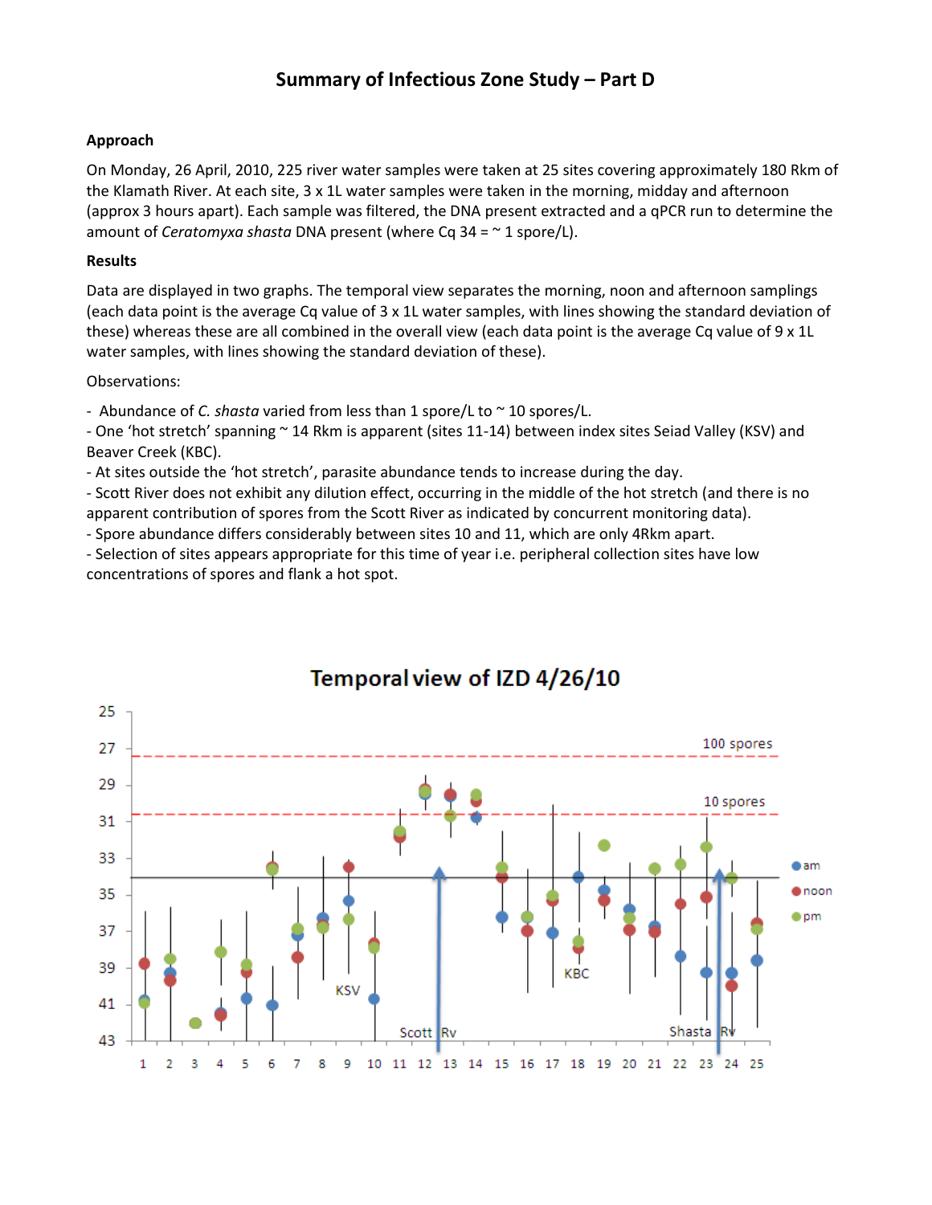# Summary of Infectious Zone Study – Part D

**Approach**

On Monday, 26 April, 2010, 225 river water samples were taken at 25 sites covering approximately 180 Rkm of the Klamath River. At each site, 3 x 1L water samples were taken in the morning, midday and afternoon (approx 3 hours apart). Each sample was filtered, the DNA present extracted and a qPCR run to determine the amount of *Ceratomyxa shasta* DNA present (where Cq 34 = ~ 1 spore/L).

**Results**

Data are displayed in two graphs. The temporal view separates the morning, noon and afternoon samplings (each data point is the average Cq value of 3 x 1L water samples, with lines showing the standard deviation of these) whereas these are all combined in the overall view (each data point is the average Cq value of 9 x 1L water samples, with lines showing the standard deviation of these).

Observations:

- Abundance of *C. shasta* varied from less than 1 spore/L to ~ 10 spores/L.
- One 'hot stretch' spanning ~ 14 Rkm is apparent (sites 11-14) between index sites Seiad Valley (KSV) and Beaver Creek (KBC).
- At sites outside the 'hot stretch', parasite abundance tends to increase during the day.
- Scott River does not exhibit any dilution effect, occurring in the middle of the hot stretch (and there is no apparent contribution of spores from the Scott River as indicated by concurrent monitoring data).
- Spore abundance differs considerably between sites 10 and 11, which are only 4Rkm apart.
- Selection of sites appears appropriate for this time of year i.e. peripheral collection sites have low concentrations of spores and flank a hot spot.

**Temporal view of IZD 4/26/10**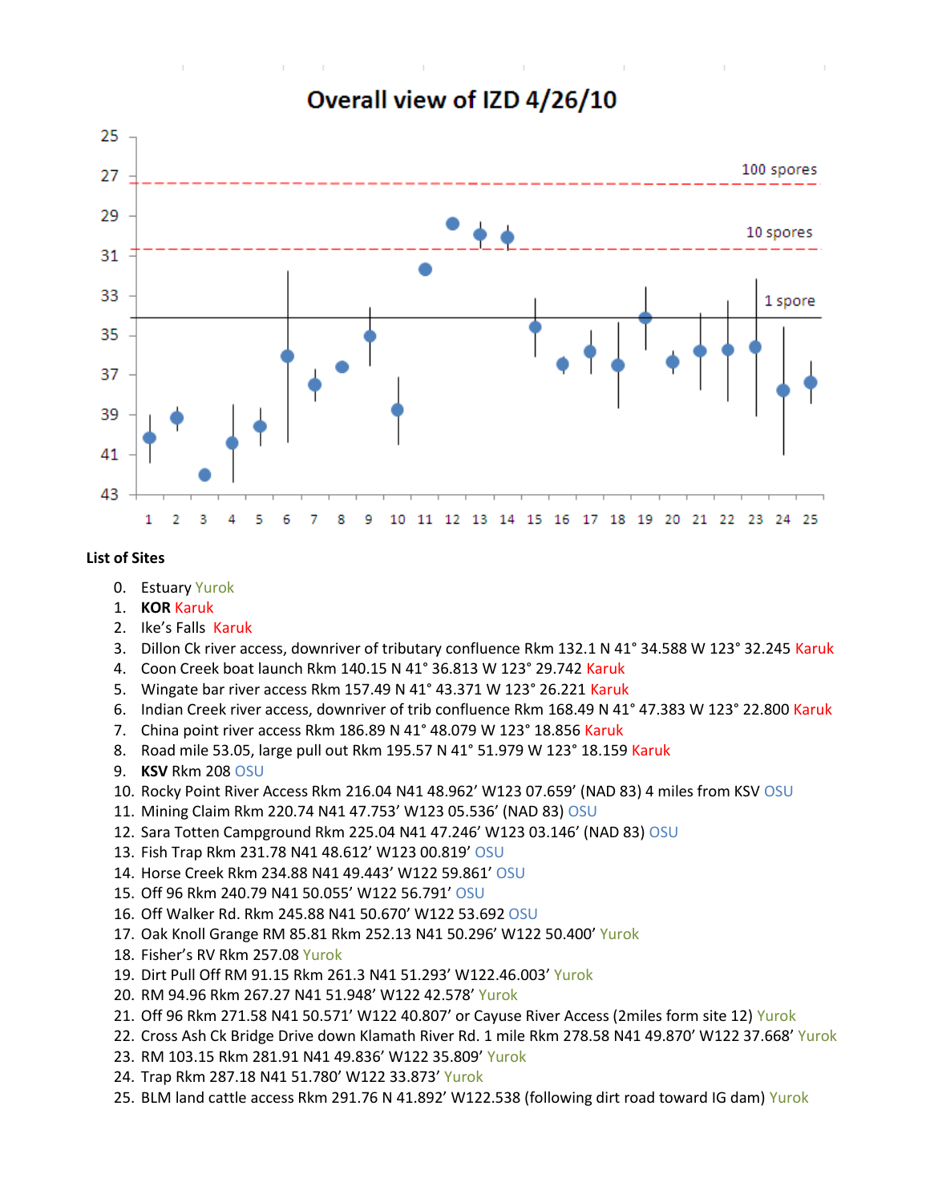Overall view of IZD 4/26/10

25
27
29
31
33
35
37
39
41
43

100 spores
10 spores
1 spore

1 2 3 4 5 6 7 8 9 10 11 12 13 14 15 16 17 18 19 20 21 22 23 24 25

**List of Sites**

0. Estuary Yurok
1. **KOR** Karuk
2. Ike's Falls Karuk
3. Dillon Ck river access, downriver of tributary confluence Rkm 132.1 N 41° 34.588 W 123° 32.245 Karuk
4. Coon Creek boat launch Rkm 140.15 N 41° 36.813 W 123° 29.742 Karuk
5. Wingate bar river access Rkm 157.49 N 41° 43.371 W 123° 26.221 Karuk
6. Indian Creek river access, downriver of trib confluence Rkm 168.49 N 41° 47.383 W 123° 22.800 Karuk
7. China point river access Rkm 186.89 N 41° 48.079 W 123° 18.856 Karuk
8. Road mile 53.05, large pull out Rkm 195.57 N 41° 51.979 W 123° 18.159 Karuk
9. **KSV** Rkm 208 OSU
10. Rocky Point River Access Rkm 216.04 N41 48.962' W123 07.659' (NAD 83) 4 miles from KSV OSU
11. Mining Claim Rkm 220.74 N41 47.753' W123 05.536' (NAD 83) OSU
12. Sara Totten Campground Rkm 225.04 N41 47.246' W123 03.146' (NAD 83) OSU
13. Fish Trap Rkm 231.78 N41 48.612' W123 00.819' OSU
14. Horse Creek Rkm 234.88 N41 49.443' W122 59.861' OSU
15. Off 96 Rkm 240.79 N41 50.055' W122 56.791' OSU
16. Off Walker Rd. Rkm 245.88 N41 50.670' W122 53.692 OSU
17. Oak Knoll Grange RM 85.81 Rkm 252.13 N41 50.296' W122 50.400' Yurok
18. Fisher's RV Rkm 257.08 Yurok
19. Dirt Pull Off RM 91.15 Rkm 261.3 N41 51.293' W122.46.003' Yurok
20. RM 94.96 Rkm 267.27 N41 51.948' W122 42.578' Yurok
21. Off 96 Rkm 271.58 N41 50.571' W122 40.807' or Cayuse River Access (2miles form site 12) Yurok
22. Cross Ash Ck Bridge Drive down Klamath River Rd. 1 mile Rkm 278.58 N41 49.870' W122 37.668' Yurok
23. RM 103.15 Rkm 281.91 N41 49.836' W122 35.809' Yurok
24. Trap Rkm 287.18 N41 51.780' W122 33.873' Yurok
25. BLM land cattle access Rkm 291.76 N 41.892' W122.538 (following dirt road toward IG dam) Yurok